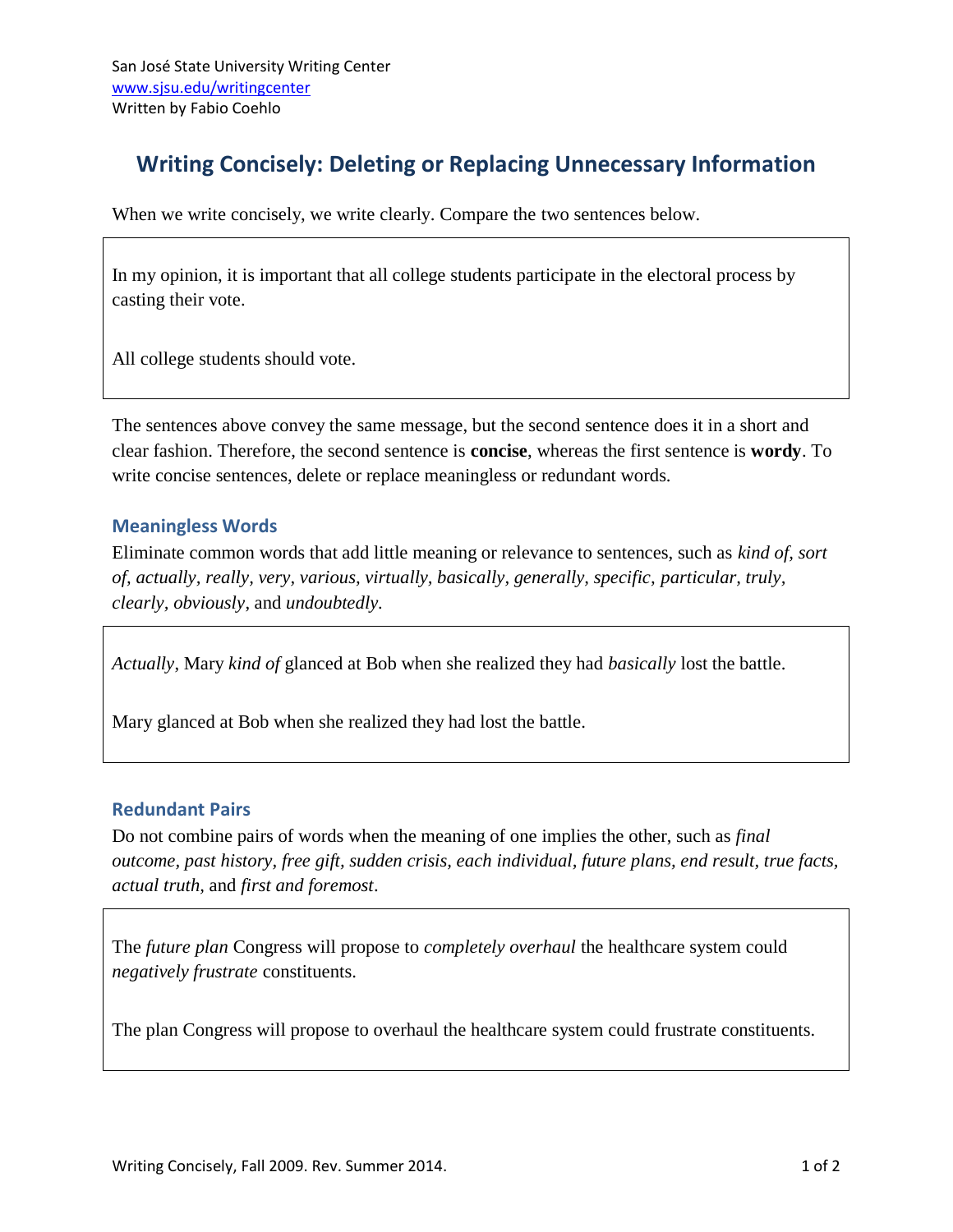San José State University Writing Center
www.sjsu.edu/writingcenter
Written by Fabio Coehlo

# Writing Concisely: Deleting or Replacing Unnecessary Information

When we write concisely, we write clearly. Compare the two sentences below.

> In my opinion, it is important that all college students participate in the electoral process by casting their vote.
>
> All college students should vote.

The sentences above convey the same message, but the second sentence does it in a short and clear fashion. Therefore, the second sentence is **concise**, whereas the first sentence is **wordy**. To write concise sentences, delete or replace meaningless or redundant words.

## Meaningless Words

Eliminate common words that add little meaning or relevance to sentences, such as *kind of, sort of, actually, really, very, various, virtually, basically, generally, specific, particular, truly, clearly, obviously*, and *undoubtedly.*

> *Actually*, Mary *kind of* glanced at Bob when she realized they had *basically* lost the battle.
>
> Mary glanced at Bob when she realized they had lost the battle.

## Redundant Pairs

Do not combine pairs of words when the meaning of one implies the other, such as *final outcome, past history, free gift, sudden crisis, each individual, future plans, end result, true facts, actual truth*, and *first and foremost*.

> The *future plan* Congress will propose to *completely overhaul* the healthcare system could *negatively frustrate* constituents.
>
> The plan Congress will propose to overhaul the healthcare system could frustrate constituents.

Writing Concisely, Fall 2009. Rev. Summer 2014.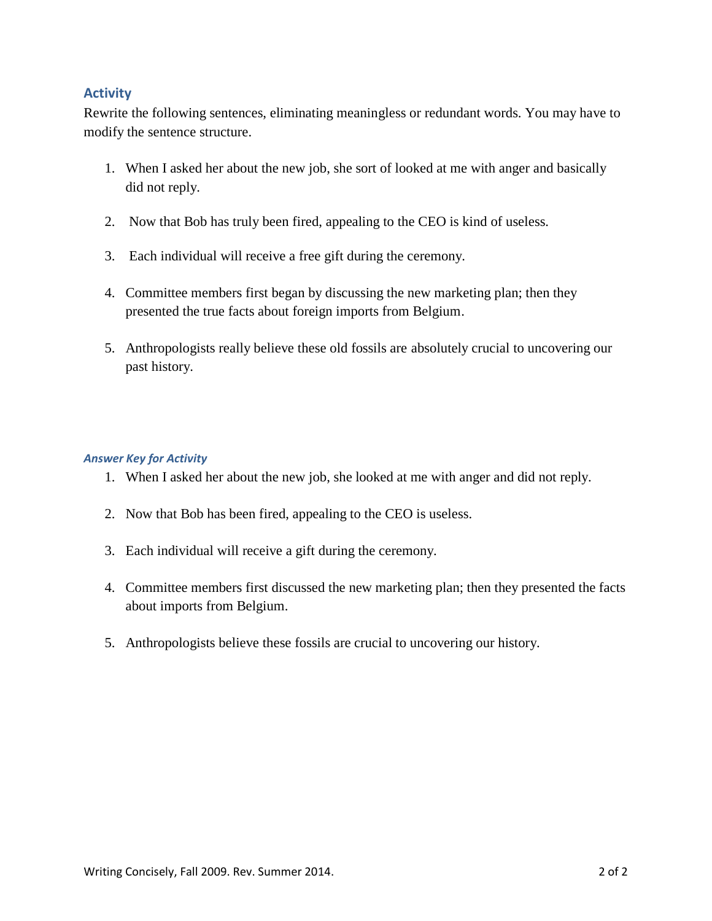## Activity

Rewrite the following sentences, eliminating meaningless or redundant words. You may have to modify the sentence structure.

1. When I asked her about the new job, she sort of looked at me with anger and basically did not reply.
2. Now that Bob has truly been fired, appealing to the CEO is kind of useless.
3. Each individual will receive a free gift during the ceremony.
4. Committee members first began by discussing the new marketing plan; then they presented the true facts about foreign imports from Belgium.
5. Anthropologists really believe these old fossils are absolutely crucial to uncovering our past history.

### *Answer Key for Activity*

1. When I asked her about the new job, she looked at me with anger and did not reply.
2. Now that Bob has been fired, appealing to the CEO is useless.
3. Each individual will receive a gift during the ceremony.
4. Committee members first discussed the new marketing plan; then they presented the facts about imports from Belgium.
5. Anthropologists believe these fossils are crucial to uncovering our history.